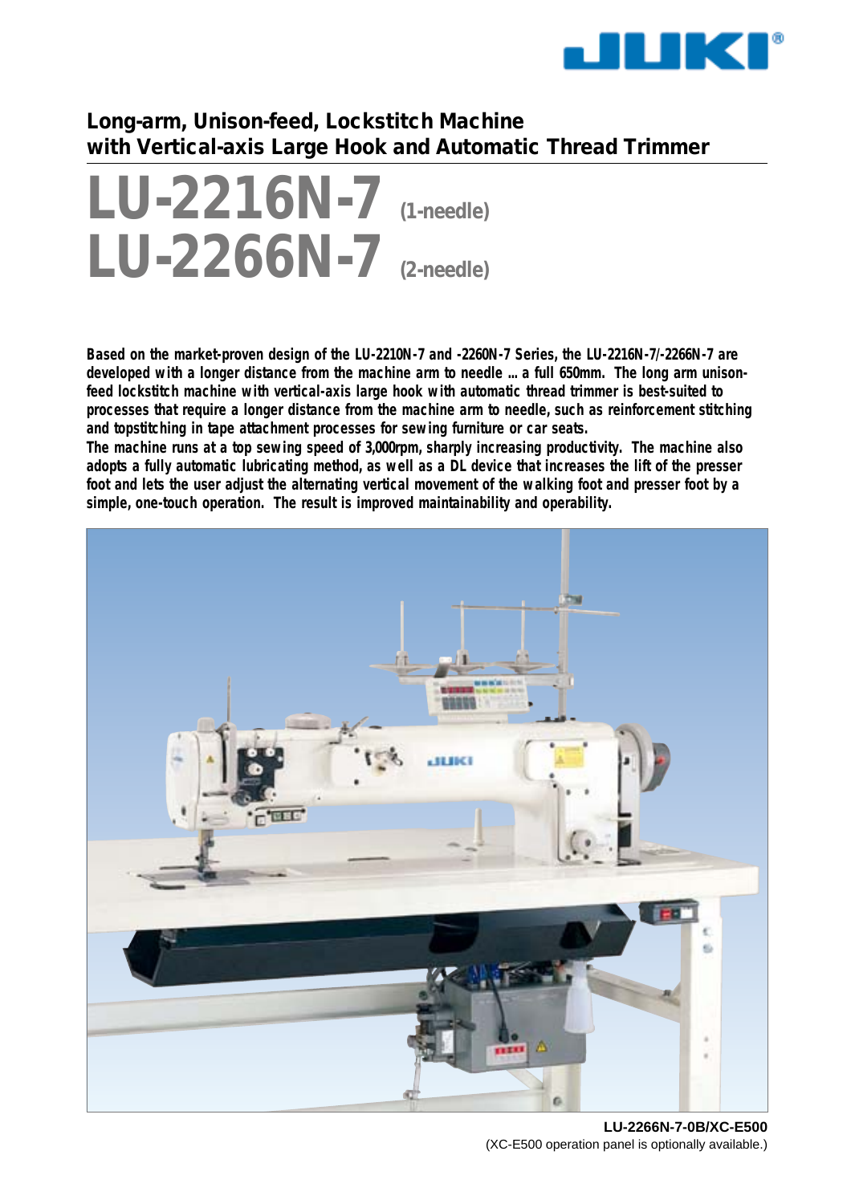JUKI

## Long-arm, Unison-feed, Lockstitch Machine with Vertical-axis Large Hook and Automatic Thread Trimmer

# LU-2216N-7 (1-needle)
# LU-2266N-7 (2-needle)

**Based on the market-proven design of the LU-2210N-7 and -2260N-7 Series, the LU-2216N-7/-2266N-7 are developed with a longer distance from the machine arm to needle ... a full 650mm. The long arm unison-feed lockstitch machine with vertical-axis large hook with automatic thread trimmer is best-suited to processes that require a longer distance from the machine arm to needle, such as reinforcement stitching and topstitching in tape attachment processes for sewing furniture or car seats.**
**The machine runs at a top sewing speed of 3,000rpm, sharply increasing productivity. The machine also adopts a fully automatic lubricating method, as well as a DL device that increases the lift of the presser foot and lets the user adjust the alternating vertical movement of the walking foot and presser foot by a simple, one-touch operation. The result is improved maintainability and operability.**

**LU-2266N-7-0B/XC-E500**
(XC-E500 operation panel is optionally available.)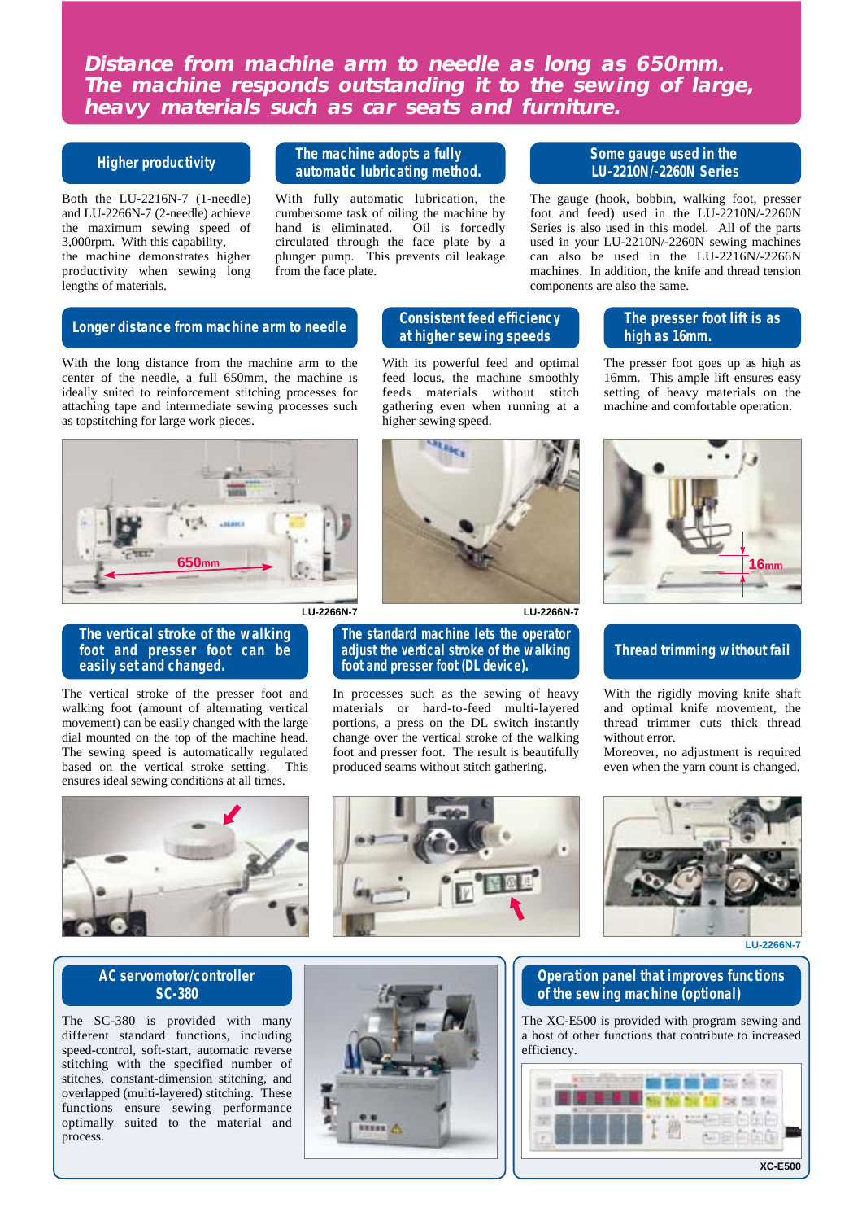# Distance from machine arm to needle as long as 650mm. The machine responds outstanding it to the sewing of large, heavy materials such as car seats and furniture.

## Higher productivity

Both the LU-2216N-7 (1-needle) and LU-2266N-7 (2-needle) achieve the maximum sewing speed of 3,000rpm. With this capability, the machine demonstrates higher productivity when sewing long lengths of materials.

## The machine adopts a fully automatic lubricating method.

With fully automatic lubrication, the cumbersome task of oiling the machine by hand is eliminated. Oil is forcedly circulated through the face plate by a plunger pump. This prevents oil leakage from the face plate.

## Some gauge used in the LU-2210N/-2260N Series

The gauge (hook, bobbin, walking foot, presser foot and feed) used in the LU-2210N/-2260N Series is also used in this model. All of the parts used in your LU-2210N/-2260N sewing machines can also be used in the LU-2216N/-2266N machines. In addition, the knife and thread tension components are also the same.

## Longer distance from machine arm to needle

With the long distance from the machine arm to the center of the needle, a full 650mm, the machine is ideally suited to reinforcement stitching processes for attaching tape and intermediate sewing processes such as topstitching for large work pieces.

650mm

LU-2266N-7

## Consistent feed efficiency at higher sewing speeds

With its powerful feed and optimal feed locus, the machine smoothly feeds materials without stitch gathering even when running at a higher sewing speed.

LU-2266N-7

## The presser foot lift is as high as 16mm.

The presser foot goes up as high as 16mm. This ample lift ensures easy setting of heavy materials on the machine and comfortable operation.

16mm

## The vertical stroke of the walking foot and presser foot can be easily set and changed.

The vertical stroke of the presser foot and walking foot (amount of alternating vertical movement) can be easily changed with the large dial mounted on the top of the machine head. The sewing speed is automatically regulated based on the vertical stroke setting. This ensures ideal sewing conditions at all times.

## The standard machine lets the operator adjust the vertical stroke of the walking foot and presser foot (DL device).

In processes such as the sewing of heavy materials or hard-to-feed multi-layered portions, a press on the DL switch instantly change over the vertical stroke of the walking foot and presser foot. The result is beautifully produced seams without stitch gathering.

## Thread trimming without fail

With the rigidly moving knife shaft and optimal knife movement, the thread trimmer cuts thick thread without error.

Moreover, no adjustment is required even when the yarn count is changed.

LU-2266N-7

## AC servomotor/controller SC-380

The SC-380 is provided with many different standard functions, including speed-control, soft-start, automatic reverse stitching with the specified number of stitches, constant-dimension stitching, and overlapped (multi-layered) stitching. These functions ensure sewing performance optimally suited to the material and process.

## Operation panel that improves functions of the sewing machine (optional)

The XC-E500 is provided with program sewing and a host of other functions that contribute to increased efficiency.

XC-E500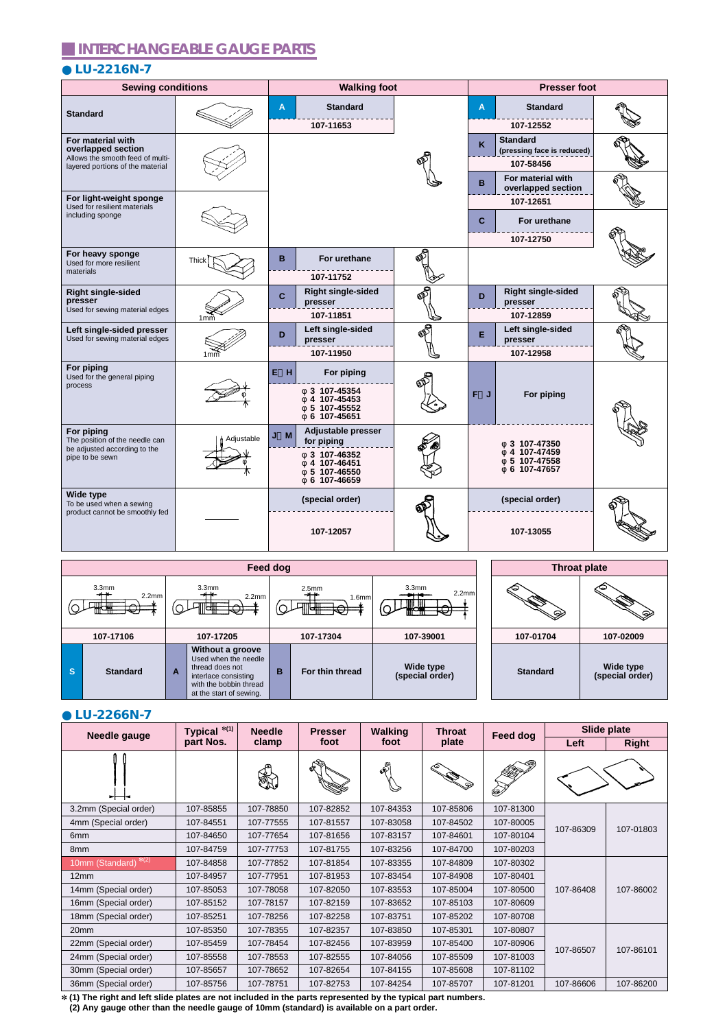# INTERCHANGEABLE GAUGE PARTS

## ● LU-2216N-7

| Sewing conditions | | Walking foot | | Presser foot | |
|---|---|---|---|---|---|
| **Standard** | | A **Standard** 107-11653 | | A **Standard** 107-12552 | |
| **For material with overlapped section** Allows the smooth feed of multi-layered portions of the material | | | | K **Standard** (pressing face is reduced) 107-58456 | |
| | | | | B **For material with overlapped section** 107-12651 | |
| **For light-weight sponge** Used for resilient materials including sponge | | | | C **For urethane** 107-12750 | |
| **For heavy sponge** Used for more resilient materials | Thick | B **For urethane** 107-11752 | | | |
| **Right single-sided presser** Used for sewing material edges | 1mm | C **Right single-sided presser** 107-11851 | | D **Right single-sided presser** 107-12859 | |
| **Left single-sided presser** Used for sewing material edges | 1mm | D **Left single-sided presser** 107-11950 | | E **Left single-sided presser** 107-12958 | |
| **For piping** Used for the general piping process | φ | E～H **For piping** φ 3 107-45354, φ 4 107-45453, φ 5 107-45552, φ 6 107-45651 | | F～J **For piping** φ 3 107-47350, φ 4 107-47459, φ 5 107-47558, φ 6 107-47657 | |
| **For piping** The position of the needle can be adjusted according to the pipe to be sewn | Adjustable φ | J～M **Adjustable presser for piping** φ 3 107-46352, φ 4 107-46451, φ 5 107-46550, φ 6 107-46659 | | | |
| **Wide type** To be used when a sewing product cannot be smoothly fed | | (special order) 107-12057 | | (special order) 107-13055 | |

| Feed dog | | | | Throat plate | |
|---|---|---|---|---|---|
| 3.3mm / 2.2mm | 3.3mm / 2.2mm | 2.5mm / 1.6mm | 3.3mm / 2.2mm | | |
| 107-17106 | 107-17205 | 107-17304 | 107-39001 | 107-01704 | 107-02009 |
| S **Standard** | A **Without a groove** Used when the needle thread does not interlace consisting with the bobbin thread at the start of sewing. | B **For thin thread** | **Wide type (special order)** | **Standard** | **Wide type (special order)** |

## ● LU-2266N-7

| Needle gauge | Typical *(1) part Nos. | Needle clamp | Presser foot | Walking foot | Throat plate | Feed dog | Slide plate Left | Slide plate Right |
|---|---|---|---|---|---|---|---|---|
| 3.2mm (Special order) | 107-85855 | 107-78850 | 107-82852 | 107-84353 | 107-85806 | 107-81300 | 107-86309 | 107-01803 |
| 4mm (Special order) | 107-84551 | 107-77555 | 107-81557 | 107-83058 | 107-84502 | 107-80005 | | |
| 6mm | 107-84650 | 107-77654 | 107-81656 | 107-83157 | 107-84601 | 107-80104 | | |
| 8mm | 107-84759 | 107-77753 | 107-81755 | 107-83256 | 107-84700 | 107-80203 | | |
| 10mm (Standard) *(2) | 107-84858 | 107-77852 | 107-81854 | 107-83355 | 107-84809 | 107-80302 | 107-86408 | 107-86002 |
| 12mm | 107-84957 | 107-77951 | 107-81953 | 107-83454 | 107-84908 | 107-80401 | | |
| 14mm (Special order) | 107-85053 | 107-78058 | 107-82050 | 107-83553 | 107-85004 | 107-80500 | | |
| 16mm (Special order) | 107-85152 | 107-78157 | 107-82159 | 107-83652 | 107-85103 | 107-80609 | | |
| 18mm (Special order) | 107-85251 | 107-78256 | 107-82258 | 107-83751 | 107-85202 | 107-80708 | | |
| 20mm | 107-85350 | 107-78355 | 107-82357 | 107-83850 | 107-85301 | 107-80807 | 107-86507 | 107-86101 |
| 22mm (Special order) | 107-85459 | 107-78454 | 107-82456 | 107-83959 | 107-85400 | 107-80906 | | |
| 24mm (Special order) | 107-85558 | 107-78553 | 107-82555 | 107-84056 | 107-85509 | 107-81003 | | |
| 30mm (Special order) | 107-85657 | 107-78652 | 107-82654 | 107-84155 | 107-85608 | 107-81102 | | |
| 36mm (Special order) | 107-85756 | 107-78751 | 107-82753 | 107-84254 | 107-85707 | 107-81201 | 107-86606 | 107-86200 |

**\* (1) The right and left slide plates are not included in the parts represented by the typical part numbers.**
**(2) Any gauge other than the needle gauge of 10mm (standard) is available on a part order.**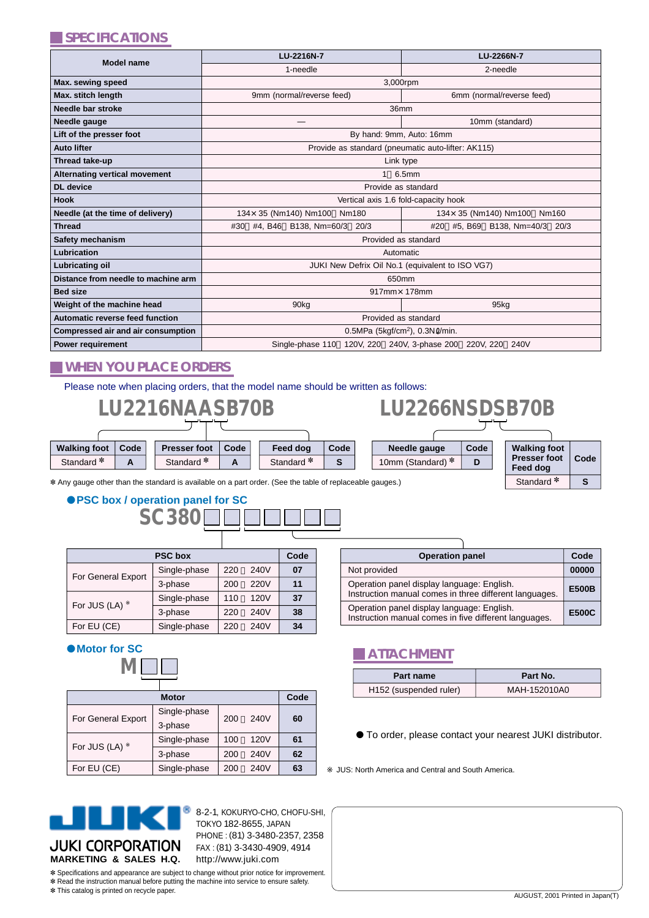## SPECIFICATIONS

| Model name | LU-2216N-7 | LU-2266N-7 |
|---|---|---|
| | 1-needle | 2-needle |
| Max. sewing speed | 3,000rpm | |
| Max. stitch length | 9mm (normal/reverse feed) | 6mm (normal/reverse feed) |
| Needle bar stroke | 36mm | |
| Needle gauge | — | 10mm (standard) |
| Lift of the presser foot | By hand: 9mm, Auto: 16mm | |
| Auto lifter | Provide as standard (pneumatic auto-lifter: AK115) | |
| Thread take-up | Link type | |
| Alternating vertical movement | 1～6.5mm | |
| DL device | Provide as standard | |
| Hook | Vertical axis 1.6 fold-capacity hook | |
| Needle (at the time of delivery) | 134×35 (Nm140) Nm100～Nm180 | 134×35 (Nm140) Nm100～Nm160 |
| Thread | #30～#4, B46～B138, Nm=60/3～20/3 | #20～#5, B69～B138, Nm=40/3～20/3 |
| Safety mechanism | Provided as standard | |
| Lubrication | Automatic | |
| Lubricating oil | JUKI New Defrix Oil No.1 (equivalent to ISO VG7) | |
| Distance from needle to machine arm | 650mm | |
| Bed size | 917mm×178mm | |
| Weight of the machine head | 90kg | 95kg |
| Automatic reverse feed function | Provided as standard | |
| Compressed air and air consumption | 0.5MPa (5kgf/cm²), 0.3Nℓ/min. | |
| Power requirement | Single-phase 110～120V, 220～240V, 3-phase 200～220V, 220～240V | |

## WHEN YOU PLACE ORDERS

Please note when placing orders, that the model name should be written as follows:

**LU2216NAASB70B**

| Walking foot | Code |
|---|---|
| Standard * | A |

| Presser foot | Code |
|---|---|
| Standard * | A |

| Feed dog | Code |
|---|---|
| Standard * | S |

**LU2266NSDSB70B**

| Needle gauge | Code |
|---|---|
| 10mm (Standard) * | D |

| Walking foot Presser foot Feed dog | Code |
|---|---|
| Standard * | S |

* Any gauge other than the standard is available on a part order. (See the table of replaceable gauges.)

### ●PSC box / operation panel for SC

SC380□□□□□□□

| PSC box | | | Code |
|---|---|---|---|
| For General Export | Single-phase | 220～240V | 07 |
| | 3-phase | 200～220V | 11 |
| For JUS (LA) * | Single-phase | 110～120V | 37 |
| | 3-phase | 220～240V | 38 |
| For EU (CE) | Single-phase | 220～240V | 34 |

| Operation panel | Code |
|---|---|
| Not provided | 00000 |
| Operation panel display language: English. Instruction manual comes in three different languages. | E500B |
| Operation panel display language: English. Instruction manual comes in five different languages. | E500C |

### ●Motor for SC

M□□

| Motor | | | Code |
|---|---|---|---|
| For General Export | Single-phase / 3-phase | 200～240V | 60 |
| For JUS (LA) * | Single-phase | 100～120V | 61 |
| | 3-phase | 200～240V | 62 |
| For EU (CE) | Single-phase | 200～240V | 63 |

## ATTACHMENT

| Part name | Part No. |
|---|---|
| H152 (suspended ruler) | MAH-152010A0 |

● To order, please contact your nearest JUKI distributor.

※ JUS: North America and Central and South America.

**JUKI CORPORATION**
**MARKETING & SALES H.Q.**

8-2-1, KOKURYO-CHO, CHOFU-SHI, TOKYO 182-8655, JAPAN
PHONE : (81) 3-3480-2357, 2358
FAX : (81) 3-3430-4909, 4914
http://www.juki.com

* Specifications and appearance are subject to change without prior notice for improvement.
* Read the instruction manual before putting the machine into service to ensure safety.
* This catalog is printed on recycle paper.

AUGUST, 2001 Printed in Japan(T)